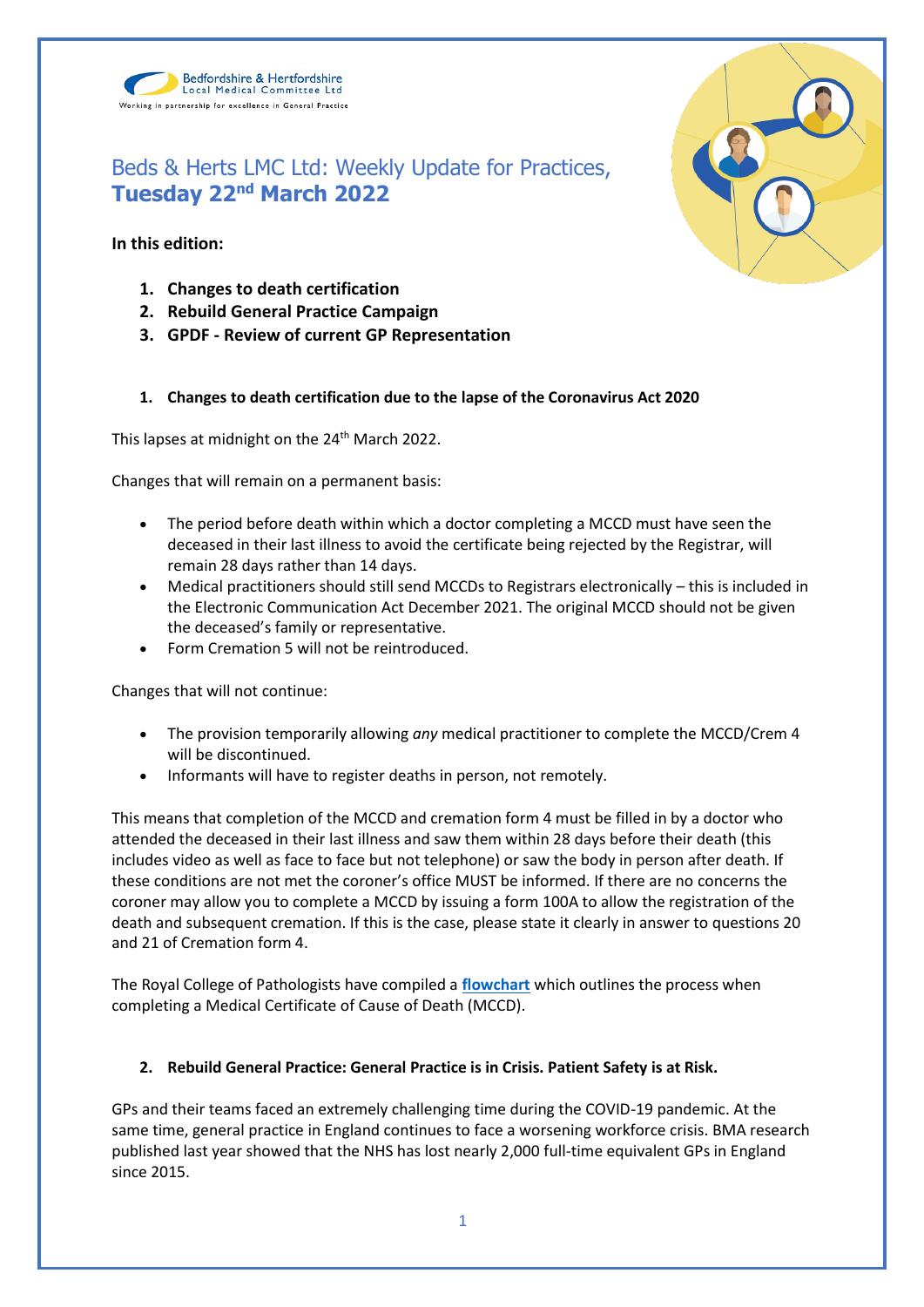Bedfordshire & Hertfordshire Local Medical Committee Ltd

Working in partnership for excellence in General Practice

# Beds & Herts LMC Ltd: Weekly Update for Practices, **Tuesday 22nd March 2022**

**In this edition:**

1. **Changes to death certification**
2. **Rebuild General Practice Campaign**
3. **GPDF - Review of current GP Representation**

## 1. Changes to death certification due to the lapse of the Coronavirus Act 2020

This lapses at midnight on the 24th March 2022.

Changes that will remain on a permanent basis:

- The period before death within which a doctor completing a MCCD must have seen the deceased in their last illness to avoid the certificate being rejected by the Registrar, will remain 28 days rather than 14 days.
- Medical practitioners should still send MCCDs to Registrars electronically – this is included in the Electronic Communication Act December 2021. The original MCCD should not be given the deceased's family or representative.
- Form Cremation 5 will not be reintroduced.

Changes that will not continue:

- The provision temporarily allowing *any* medical practitioner to complete the MCCD/Crem 4 will be discontinued.
- Informants will have to register deaths in person, not remotely.

This means that completion of the MCCD and cremation form 4 must be filled in by a doctor who attended the deceased in their last illness and saw them within 28 days before their death (this includes video as well as face to face but not telephone) or saw the body in person after death. If these conditions are not met the coroner's office MUST be informed. If there are no concerns the coroner may allow you to complete a MCCD by issuing a form 100A to allow the registration of the death and subsequent cremation. If this is the case, please state it clearly in answer to questions 20 and 21 of Cremation form 4.

The Royal College of Pathologists have compiled a **flowchart** which outlines the process when completing a Medical Certificate of Cause of Death (MCCD).

## 2. Rebuild General Practice: General Practice is in Crisis. Patient Safety is at Risk.

GPs and their teams faced an extremely challenging time during the COVID-19 pandemic. At the same time, general practice in England continues to face a worsening workforce crisis. BMA research published last year showed that the NHS has lost nearly 2,000 full-time equivalent GPs in England since 2015.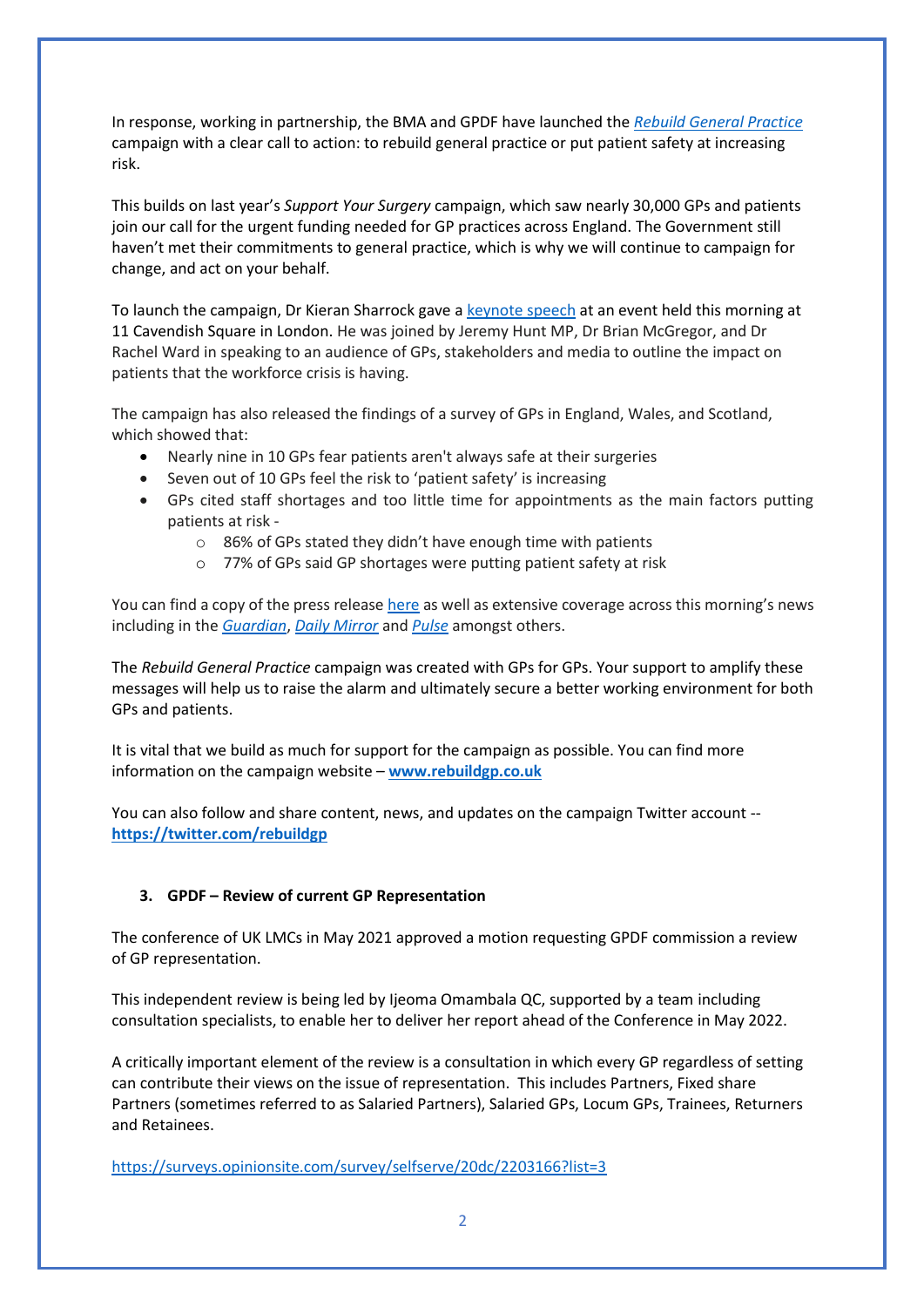In response, working in partnership, the BMA and GPDF have launched the [*Rebuild General Practice*]() campaign with a clear call to action: to rebuild general practice or put patient safety at increasing risk.

This builds on last year's *Support Your Surgery* campaign, which saw nearly 30,000 GPs and patients join our call for the urgent funding needed for GP practices across England. The Government still haven't met their commitments to general practice, which is why we will continue to campaign for change, and act on your behalf.

To launch the campaign, Dr Kieran Sharrock gave a [keynote speech]() at an event held this morning at 11 Cavendish Square in London. He was joined by Jeremy Hunt MP, Dr Brian McGregor, and Dr Rachel Ward in speaking to an audience of GPs, stakeholders and media to outline the impact on patients that the workforce crisis is having.

The campaign has also released the findings of a survey of GPs in England, Wales, and Scotland, which showed that:

- Nearly nine in 10 GPs fear patients aren't always safe at their surgeries
- Seven out of 10 GPs feel the risk to 'patient safety' is increasing
- GPs cited staff shortages and too little time for appointments as the main factors putting patients at risk -
  - 86% of GPs stated they didn't have enough time with patients
  - 77% of GPs said GP shortages were putting patient safety at risk

You can find a copy of the press release [here]() as well as extensive coverage across this morning's news including in the [*Guardian*](), [*Daily Mirror*]() and [*Pulse*]() amongst others.

The *Rebuild General Practice* campaign was created with GPs for GPs. Your support to amplify these messages will help us to raise the alarm and ultimately secure a better working environment for both GPs and patients.

It is vital that we build as much for support for the campaign as possible. You can find more information on the campaign website – **[www.rebuildgp.co.uk](http://www.rebuildgp.co.uk)**

You can also follow and share content, news, and updates on the campaign Twitter account -- **[https://twitter.com/rebuildgp](https://twitter.com/rebuildgp)**

### 3. GPDF – Review of current GP Representation

The conference of UK LMCs in May 2021 approved a motion requesting GPDF commission a review of GP representation.

This independent review is being led by Ijeoma Omambala QC, supported by a team including consultation specialists, to enable her to deliver her report ahead of the Conference in May 2022.

A critically important element of the review is a consultation in which every GP regardless of setting can contribute their views on the issue of representation. This includes Partners, Fixed share Partners (sometimes referred to as Salaried Partners), Salaried GPs, Locum GPs, Trainees, Returners and Retainees.

[https://surveys.opinionsite.com/survey/selfserve/20dc/2203166?list=3](https://surveys.opinionsite.com/survey/selfserve/20dc/2203166?list=3)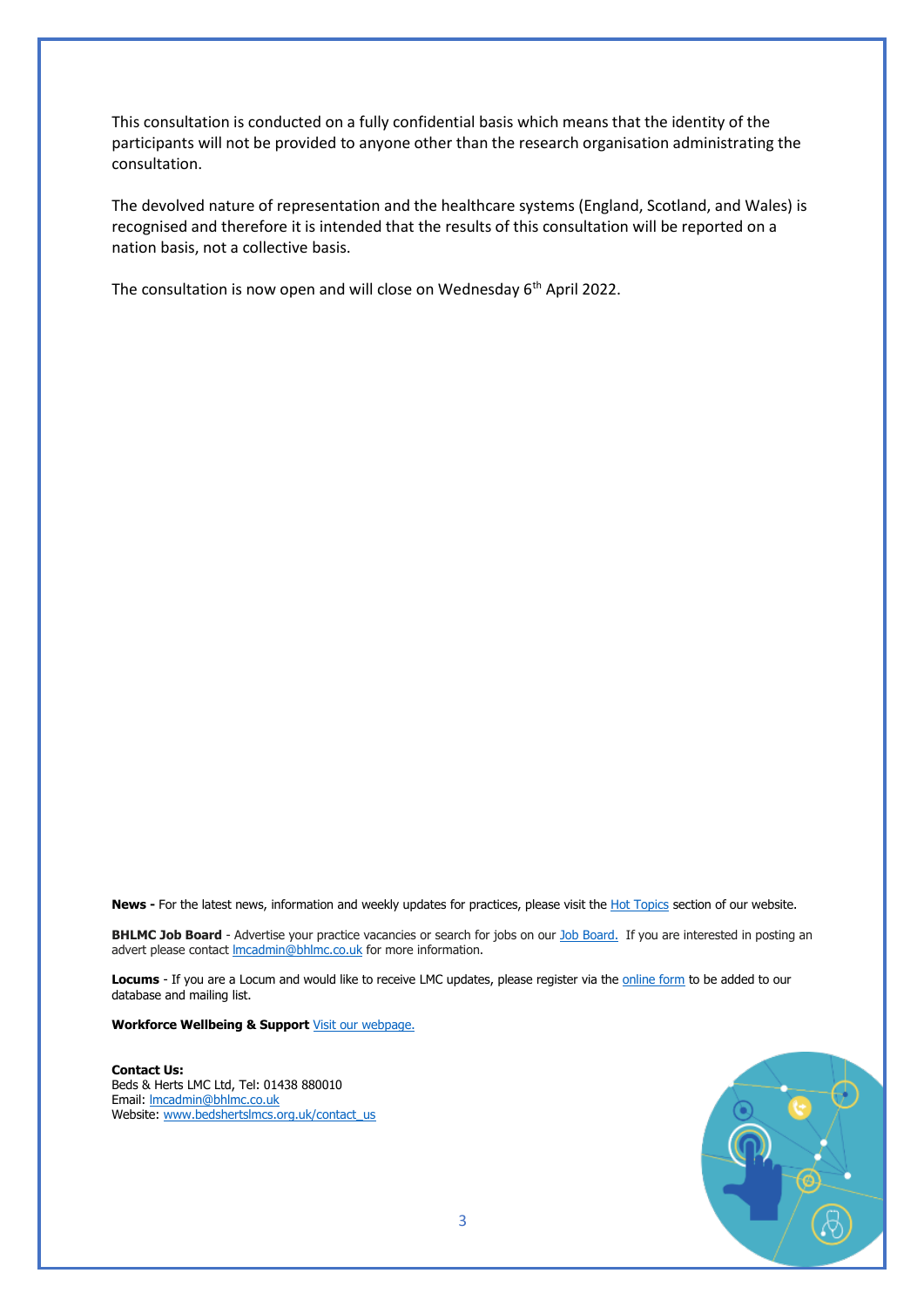This consultation is conducted on a fully confidential basis which means that the identity of the participants will not be provided to anyone other than the research organisation administrating the consultation.

The devolved nature of representation and the healthcare systems (England, Scotland, and Wales) is recognised and therefore it is intended that the results of this consultation will be reported on a nation basis, not a collective basis.

The consultation is now open and will close on Wednesday 6th April 2022.

**News -** For the latest news, information and weekly updates for practices, please visit the Hot Topics section of our website.

**BHLMC Job Board** - Advertise your practice vacancies or search for jobs on our Job Board. If you are interested in posting an advert please contact lmcadmin@bhlmc.co.uk for more information.

**Locums** - If you are a Locum and would like to receive LMC updates, please register via the online form to be added to our database and mailing list.

**Workforce Wellbeing & Support** Visit our webpage.

**Contact Us:**
Beds & Herts LMC Ltd, Tel: 01438 880010
Email: lmcadmin@bhlmc.co.uk
Website: www.bedshertslmcs.org.uk/contact_us